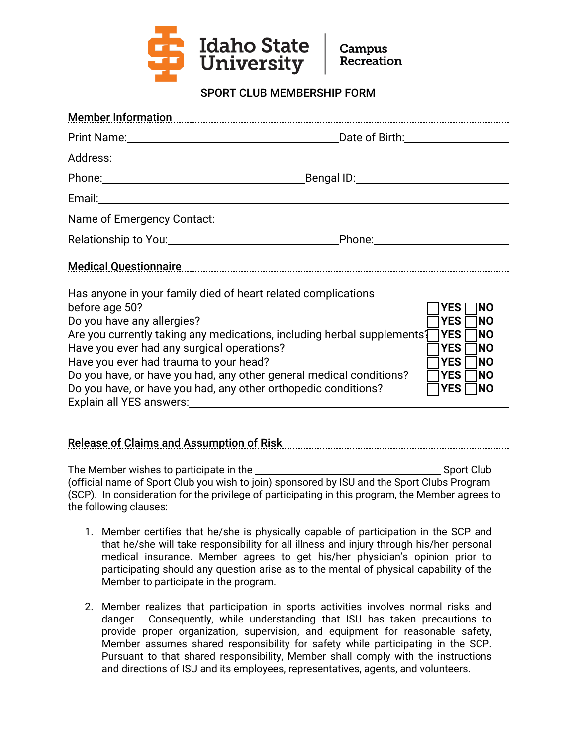Idaho State University | Campus Recreation

# SPORT CLUB MEMBERSHIP FORM

## Member Information

Print Name: ______________________________ Date of Birth: ______________

Address: ____________________________________________________________

Phone: ____________________________ Bengal ID: ______________________

Email: ______________________________________________________________

Name of Emergency Contact: ____________________________________________

Relationship to You: ________________________ Phone: _________________

## Medical Questionnaire

| Question | | |
|---|---|---|
| Has anyone in your family died of heart related complications before age 50? | ☐ YES | ☐ NO |
| Do you have any allergies? | ☐ YES | ☐ NO |
| Are you currently taking any medications, including herbal supplements? | ☐ YES | ☐ NO |
| Have you ever had any surgical operations? | ☐ YES | ☐ NO |
| Have you ever had trauma to your head? | ☐ YES | ☐ NO |
| Do you have, or have you had, any other general medical conditions? | ☐ YES | ☐ NO |
| Do you have, or have you had, any other orthopedic conditions? | ☐ YES | ☐ NO |

Explain all YES answers: _______________________________________________

_____________________________________________________________________

## Release of Claims and Assumption of Risk

The Member wishes to participate in the ______________________________ Sport Club (official name of Sport Club you wish to join) sponsored by ISU and the Sport Clubs Program (SCP). In consideration for the privilege of participating in this program, the Member agrees to the following clauses:

1. Member certifies that he/she is physically capable of participation in the SCP and that he/she will take responsibility for all illness and injury through his/her personal medical insurance. Member agrees to get his/her physician's opinion prior to participating should any question arise as to the mental of physical capability of the Member to participate in the program.

2. Member realizes that participation in sports activities involves normal risks and danger. Consequently, while understanding that ISU has taken precautions to provide proper organization, supervision, and equipment for reasonable safety, Member assumes shared responsibility for safety while participating in the SCP. Pursuant to that shared responsibility, Member shall comply with the instructions and directions of ISU and its employees, representatives, agents, and volunteers.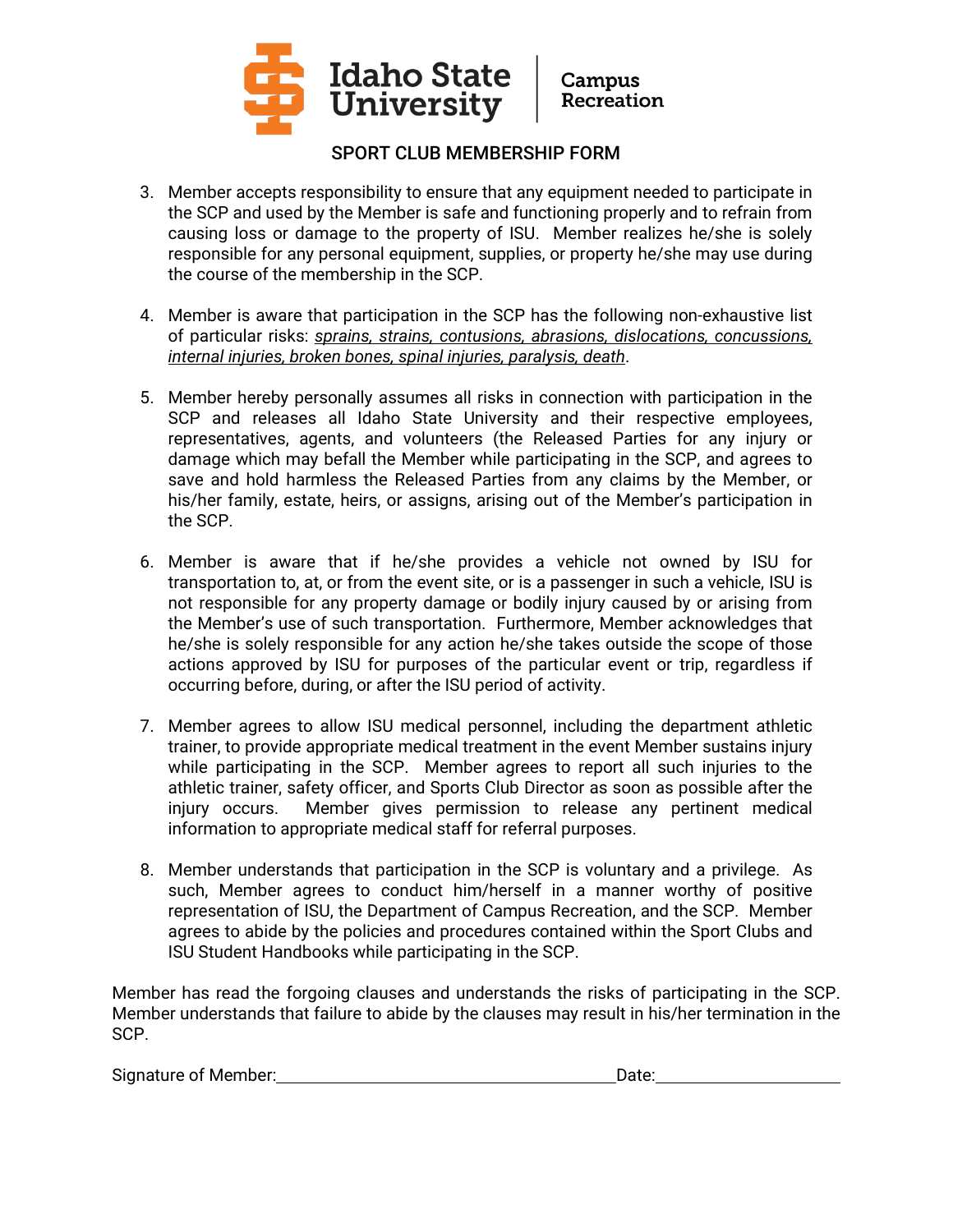Idaho State University | Campus Recreation

## SPORT CLUB MEMBERSHIP FORM

3. Member accepts responsibility to ensure that any equipment needed to participate in the SCP and used by the Member is safe and functioning properly and to refrain from causing loss or damage to the property of ISU. Member realizes he/she is solely responsible for any personal equipment, supplies, or property he/she may use during the course of the membership in the SCP.

4. Member is aware that participation in the SCP has the following non-exhaustive list of particular risks: *sprains, strains, contusions, abrasions, dislocations, concussions, internal injuries, broken bones, spinal injuries, paralysis, death*.

5. Member hereby personally assumes all risks in connection with participation in the SCP and releases all Idaho State University and their respective employees, representatives, agents, and volunteers (the Released Parties for any injury or damage which may befall the Member while participating in the SCP, and agrees to save and hold harmless the Released Parties from any claims by the Member, or his/her family, estate, heirs, or assigns, arising out of the Member's participation in the SCP.

6. Member is aware that if he/she provides a vehicle not owned by ISU for transportation to, at, or from the event site, or is a passenger in such a vehicle, ISU is not responsible for any property damage or bodily injury caused by or arising from the Member's use of such transportation. Furthermore, Member acknowledges that he/she is solely responsible for any action he/she takes outside the scope of those actions approved by ISU for purposes of the particular event or trip, regardless if occurring before, during, or after the ISU period of activity.

7. Member agrees to allow ISU medical personnel, including the department athletic trainer, to provide appropriate medical treatment in the event Member sustains injury while participating in the SCP. Member agrees to report all such injuries to the athletic trainer, safety officer, and Sports Club Director as soon as possible after the injury occurs. Member gives permission to release any pertinent medical information to appropriate medical staff for referral purposes.

8. Member understands that participation in the SCP is voluntary and a privilege. As such, Member agrees to conduct him/herself in a manner worthy of positive representation of ISU, the Department of Campus Recreation, and the SCP. Member agrees to abide by the policies and procedures contained within the Sport Clubs and ISU Student Handbooks while participating in the SCP.

Member has read the forgoing clauses and understands the risks of participating in the SCP. Member understands that failure to abide by the clauses may result in his/her termination in the SCP.

Signature of Member:\_\_\_\_\_\_\_\_\_\_\_\_\_\_\_\_\_\_\_\_\_\_\_\_\_\_\_\_\_\_\_\_\_\_\_\_ Date:\_\_\_\_\_\_\_\_\_\_\_\_\_\_\_\_\_\_\_\_